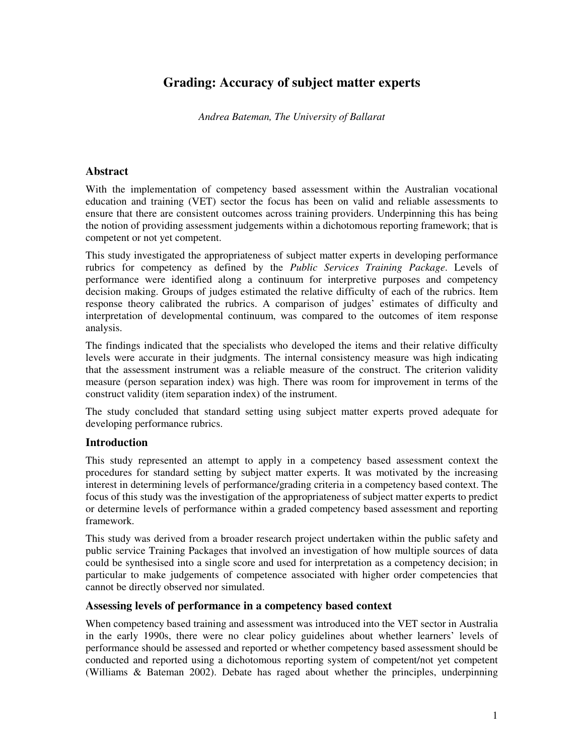# Grading: Accuracy of subject matter experts

*Andrea Bateman, The University of Ballarat*

## Abstract

With the implementation of competency based assessment within the Australian vocational education and training (VET) sector the focus has been on valid and reliable assessments to ensure that there are consistent outcomes across training providers. Underpinning this has being the notion of providing assessment judgements within a dichotomous reporting framework; that is competent or not yet competent.

This study investigated the appropriateness of subject matter experts in developing performance rubrics for competency as defined by the *Public Services Training Package*. Levels of performance were identified along a continuum for interpretive purposes and competency decision making. Groups of judges estimated the relative difficulty of each of the rubrics. Item response theory calibrated the rubrics. A comparison of judges' estimates of difficulty and interpretation of developmental continuum, was compared to the outcomes of item response analysis.

The findings indicated that the specialists who developed the items and their relative difficulty levels were accurate in their judgments. The internal consistency measure was high indicating that the assessment instrument was a reliable measure of the construct. The criterion validity measure (person separation index) was high. There was room for improvement in terms of the construct validity (item separation index) of the instrument.

The study concluded that standard setting using subject matter experts proved adequate for developing performance rubrics.

## Introduction

This study represented an attempt to apply in a competency based assessment context the procedures for standard setting by subject matter experts. It was motivated by the increasing interest in determining levels of performance/grading criteria in a competency based context. The focus of this study was the investigation of the appropriateness of subject matter experts to predict or determine levels of performance within a graded competency based assessment and reporting framework.

This study was derived from a broader research project undertaken within the public safety and public service Training Packages that involved an investigation of how multiple sources of data could be synthesised into a single score and used for interpretation as a competency decision; in particular to make judgements of competence associated with higher order competencies that cannot be directly observed nor simulated.

### Assessing levels of performance in a competency based context

When competency based training and assessment was introduced into the VET sector in Australia in the early 1990s, there were no clear policy guidelines about whether learners' levels of performance should be assessed and reported or whether competency based assessment should be conducted and reported using a dichotomous reporting system of competent/not yet competent (Williams & Bateman 2002). Debate has raged about whether the principles, underpinning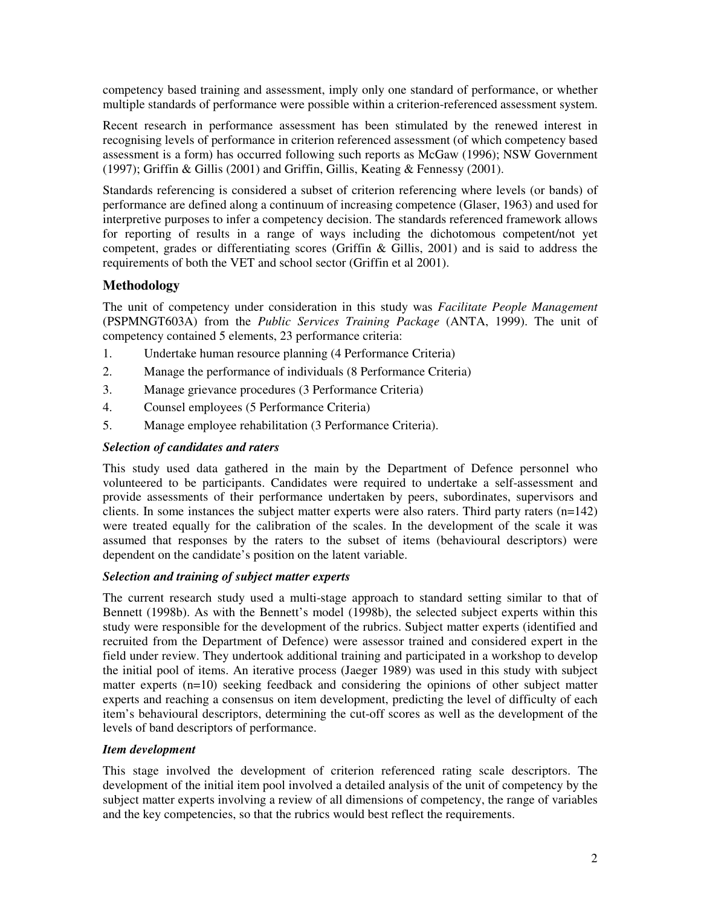competency based training and assessment, imply only one standard of performance, or whether multiple standards of performance were possible within a criterion-referenced assessment system.

Recent research in performance assessment has been stimulated by the renewed interest in recognising levels of performance in criterion referenced assessment (of which competency based assessment is a form) has occurred following such reports as McGaw (1996); NSW Government (1997); Griffin & Gillis (2001) and Griffin, Gillis, Keating & Fennessy (2001).

Standards referencing is considered a subset of criterion referencing where levels (or bands) of performance are defined along a continuum of increasing competence (Glaser, 1963) and used for interpretive purposes to infer a competency decision. The standards referenced framework allows for reporting of results in a range of ways including the dichotomous competent/not yet competent, grades or differentiating scores (Griffin & Gillis, 2001) and is said to address the requirements of both the VET and school sector (Griffin et al 2001).

## Methodology

The unit of competency under consideration in this study was *Facilitate People Management* (PSPMNGT603A) from the *Public Services Training Package* (ANTA, 1999). The unit of competency contained 5 elements, 23 performance criteria:

1. Undertake human resource planning (4 Performance Criteria)
2. Manage the performance of individuals (8 Performance Criteria)
3. Manage grievance procedures (3 Performance Criteria)
4. Counsel employees (5 Performance Criteria)
5. Manage employee rehabilitation (3 Performance Criteria).

### *Selection of candidates and raters*

This study used data gathered in the main by the Department of Defence personnel who volunteered to be participants. Candidates were required to undertake a self-assessment and provide assessments of their performance undertaken by peers, subordinates, supervisors and clients. In some instances the subject matter experts were also raters. Third party raters (n=142) were treated equally for the calibration of the scales. In the development of the scale it was assumed that responses by the raters to the subset of items (behavioural descriptors) were dependent on the candidate's position on the latent variable.

### *Selection and training of subject matter experts*

The current research study used a multi-stage approach to standard setting similar to that of Bennett (1998b). As with the Bennett's model (1998b), the selected subject experts within this study were responsible for the development of the rubrics. Subject matter experts (identified and recruited from the Department of Defence) were assessor trained and considered expert in the field under review. They undertook additional training and participated in a workshop to develop the initial pool of items. An iterative process (Jaeger 1989) was used in this study with subject matter experts (n=10) seeking feedback and considering the opinions of other subject matter experts and reaching a consensus on item development, predicting the level of difficulty of each item's behavioural descriptors, determining the cut-off scores as well as the development of the levels of band descriptors of performance.

### *Item development*

This stage involved the development of criterion referenced rating scale descriptors. The development of the initial item pool involved a detailed analysis of the unit of competency by the subject matter experts involving a review of all dimensions of competency, the range of variables and the key competencies, so that the rubrics would best reflect the requirements.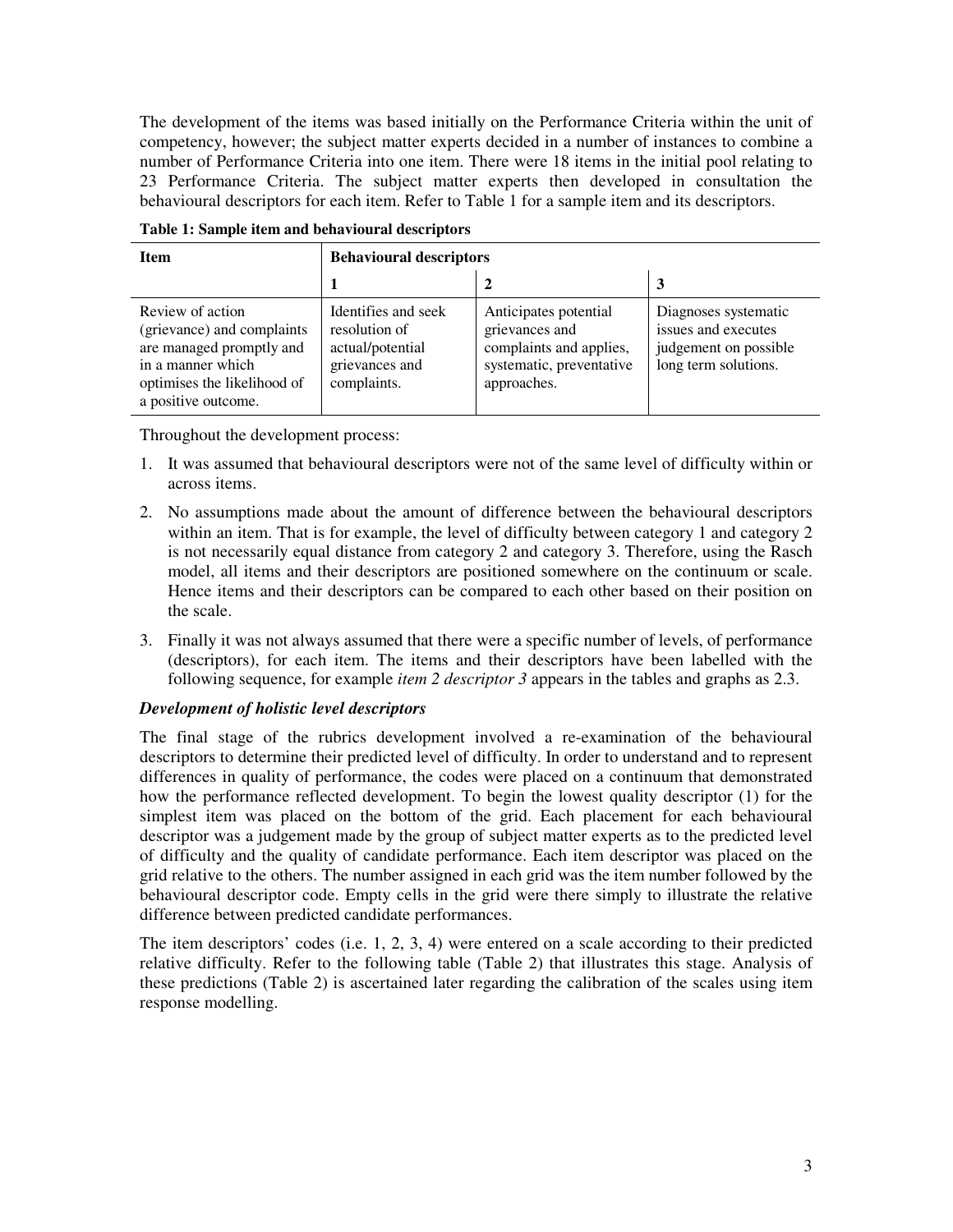The development of the items was based initially on the Performance Criteria within the unit of competency, however; the subject matter experts decided in a number of instances to combine a number of Performance Criteria into one item. There were 18 items in the initial pool relating to 23 Performance Criteria. The subject matter experts then developed in consultation the behavioural descriptors for each item. Refer to Table 1 for a sample item and its descriptors.

**Table 1: Sample item and behavioural descriptors**

| Item | Behavioural descriptors | | |
|---|---|---|---|
| | 1 | 2 | 3 |
| Review of action (grievance) and complaints are managed promptly and in a manner which optimises the likelihood of a positive outcome. | Identifies and seek resolution of actual/potential grievances and complaints. | Anticipates potential grievances and complaints and applies, systematic, preventative approaches. | Diagnoses systematic issues and executes judgement on possible long term solutions. |

Throughout the development process:

1. It was assumed that behavioural descriptors were not of the same level of difficulty within or across items.
2. No assumptions made about the amount of difference between the behavioural descriptors within an item. That is for example, the level of difficulty between category 1 and category 2 is not necessarily equal distance from category 2 and category 3. Therefore, using the Rasch model, all items and their descriptors are positioned somewhere on the continuum or scale. Hence items and their descriptors can be compared to each other based on their position on the scale.
3. Finally it was not always assumed that there were a specific number of levels, of performance (descriptors), for each item. The items and their descriptors have been labelled with the following sequence, for example *item 2 descriptor 3* appears in the tables and graphs as 2.3.

### *Development of holistic level descriptors*

The final stage of the rubrics development involved a re-examination of the behavioural descriptors to determine their predicted level of difficulty. In order to understand and to represent differences in quality of performance, the codes were placed on a continuum that demonstrated how the performance reflected development. To begin the lowest quality descriptor (1) for the simplest item was placed on the bottom of the grid. Each placement for each behavioural descriptor was a judgement made by the group of subject matter experts as to the predicted level of difficulty and the quality of candidate performance. Each item descriptor was placed on the grid relative to the others. The number assigned in each grid was the item number followed by the behavioural descriptor code. Empty cells in the grid were there simply to illustrate the relative difference between predicted candidate performances.

The item descriptors' codes (i.e. 1, 2, 3, 4) were entered on a scale according to their predicted relative difficulty. Refer to the following table (Table 2) that illustrates this stage. Analysis of these predictions (Table 2) is ascertained later regarding the calibration of the scales using item response modelling.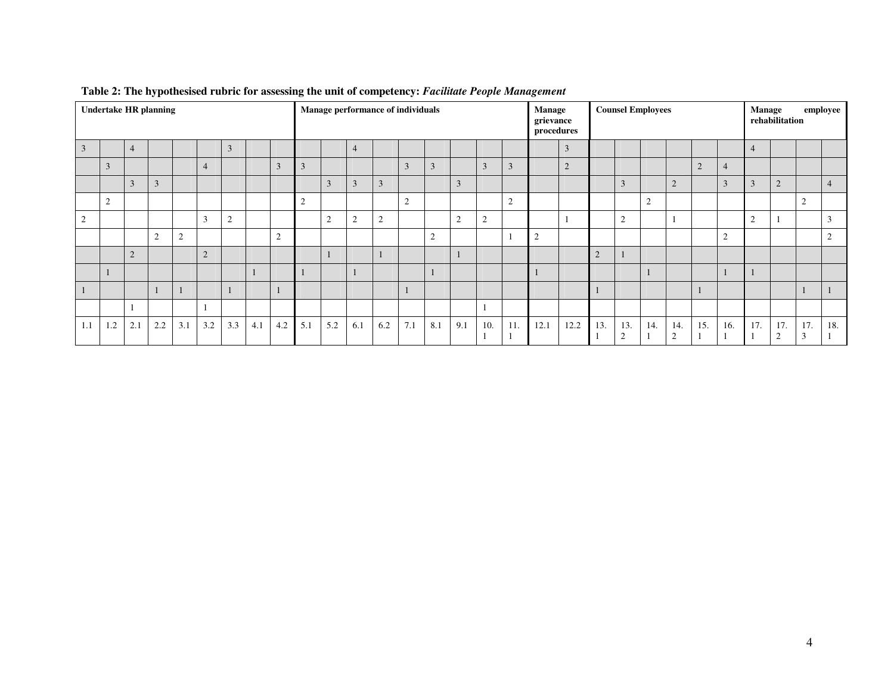**Table 2: The hypothesised rubric for assessing the unit of competency: *Facilitate People Management***

| Undertake HR planning | | | | | | | | | Manage performance of individuals | | | | | | | | | Manage grievance procedures | | Counsel Employees | | | | | | Manage employee rehabilitation | | | |
|---|---|---|---|---|---|---|---|---|---|---|---|---|---|---|---|---|---|---|---|---|---|---|---|---|---|---|---|---|---|
| 3 | | 4 | | | | 3 | | | | | 4 | | | | | | | | 3 | | | | | | | 4 | | | |
| | 3 | | | | 4 | | | 3 | 3 | | | | 3 | 3 | | 3 | 3 | | 2 | | | | | 2 | 4 | | | | |
| | | 3 | 3 | | | | | | | 3 | 3 | 3 | | | 3 | | | | | | 3 | | 2 | | 3 | 3 | 2 | | 4 |
| | 2 | | | | | | | | 2 | | | | 2 | | | | 2 | | | | | 2 | | | | | | 2 | |
| 2 | | | | | 3 | 2 | | | | 2 | 2 | 2 | | | 2 | 2 | | | 1 | | 2 | | 1 | | | 2 | 1 | | 3 |
| | | | 2 | 2 | | | | 2 | | | | | | 2 | | | 1 | 2 | | | | | | | 2 | | | | 2 |
| | | 2 | | | 2 | | | | | 1 | | 1 | | | 1 | | | | | 2 | 1 | | | | | | | | |
| | 1 | | | | | | 1 | | 1 | | 1 | | | 1 | | | | 1 | | | | 1 | | | 1 | 1 | | | |
| 1 | | | 1 | 1 | | 1 | | 1 | | | | | 1 | | | | | | | 1 | | | | 1 | | | | 1 | 1 |
| | | 1 | | | 1 | | | | | | | | | | | 1 | | | | | | | | | | | | | |
| 1.1 | 1.2 | 2.1 | 2.2 | 3.1 | 3.2 | 3.3 | 4.1 | 4.2 | 5.1 | 5.2 | 6.1 | 6.2 | 7.1 | 8.1 | 9.1 | 10.1 | 11.1 | 12.1 | 12.2 | 13.1 | 13.2 | 14.1 | 14.2 | 15.1 | 16.1 | 17.1 | 17.2 | 17.3 | 18.1 |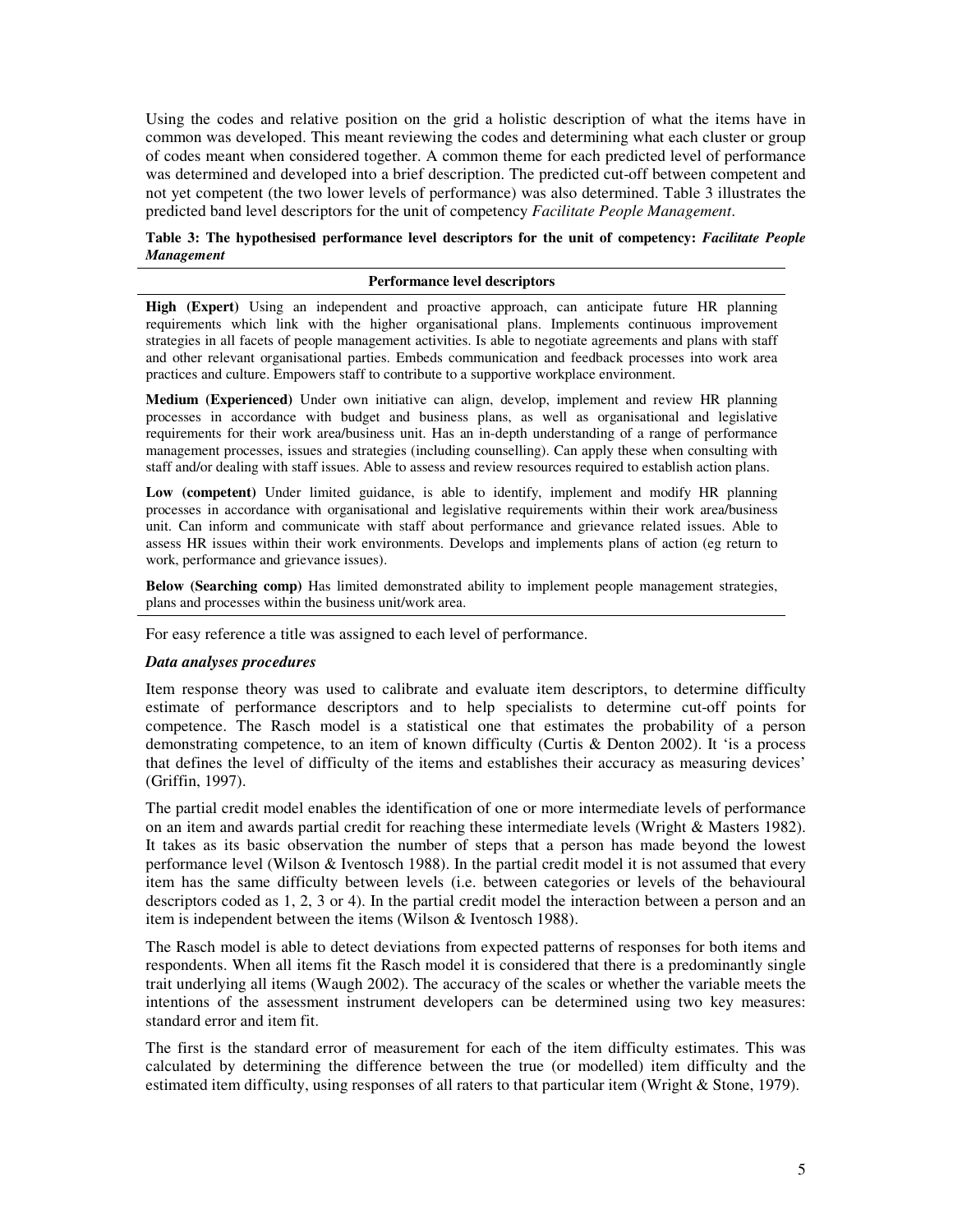Using the codes and relative position on the grid a holistic description of what the items have in common was developed. This meant reviewing the codes and determining what each cluster or group of codes meant when considered together. A common theme for each predicted level of performance was determined and developed into a brief description. The predicted cut-off between competent and not yet competent (the two lower levels of performance) was also determined. Table 3 illustrates the predicted band level descriptors for the unit of competency *Facilitate People Management*.

**Table 3: The hypothesised performance level descriptors for the unit of competency: *Facilitate People Management***

| Performance level descriptors |
|---|
| **High (Expert)** Using an independent and proactive approach, can anticipate future HR planning requirements which link with the higher organisational plans. Implements continuous improvement strategies in all facets of people management activities. Is able to negotiate agreements and plans with staff and other relevant organisational parties. Embeds communication and feedback processes into work area practices and culture. Empowers staff to contribute to a supportive workplace environment. |
| **Medium (Experienced)** Under own initiative can align, develop, implement and review HR planning processes in accordance with budget and business plans, as well as organisational and legislative requirements for their work area/business unit. Has an in-depth understanding of a range of performance management processes, issues and strategies (including counselling). Can apply these when consulting with staff and/or dealing with staff issues. Able to assess and review resources required to establish action plans. |
| **Low (competent)** Under limited guidance, is able to identify, implement and modify HR planning processes in accordance with organisational and legislative requirements within their work area/business unit. Can inform and communicate with staff about performance and grievance related issues. Able to assess HR issues within their work environments. Develops and implements plans of action (eg return to work, performance and grievance issues). |
| **Below (Searching comp)** Has limited demonstrated ability to implement people management strategies, plans and processes within the business unit/work area. |

For easy reference a title was assigned to each level of performance.

### *Data analyses procedures*

Item response theory was used to calibrate and evaluate item descriptors, to determine difficulty estimate of performance descriptors and to help specialists to determine cut-off points for competence. The Rasch model is a statistical one that estimates the probability of a person demonstrating competence, to an item of known difficulty (Curtis & Denton 2002). It 'is a process that defines the level of difficulty of the items and establishes their accuracy as measuring devices' (Griffin, 1997).

The partial credit model enables the identification of one or more intermediate levels of performance on an item and awards partial credit for reaching these intermediate levels (Wright & Masters 1982). It takes as its basic observation the number of steps that a person has made beyond the lowest performance level (Wilson & Iventosch 1988). In the partial credit model it is not assumed that every item has the same difficulty between levels (i.e. between categories or levels of the behavioural descriptors coded as 1, 2, 3 or 4). In the partial credit model the interaction between a person and an item is independent between the items (Wilson & Iventosch 1988).

The Rasch model is able to detect deviations from expected patterns of responses for both items and respondents. When all items fit the Rasch model it is considered that there is a predominantly single trait underlying all items (Waugh 2002). The accuracy of the scales or whether the variable meets the intentions of the assessment instrument developers can be determined using two key measures: standard error and item fit.

The first is the standard error of measurement for each of the item difficulty estimates. This was calculated by determining the difference between the true (or modelled) item difficulty and the estimated item difficulty, using responses of all raters to that particular item (Wright & Stone, 1979).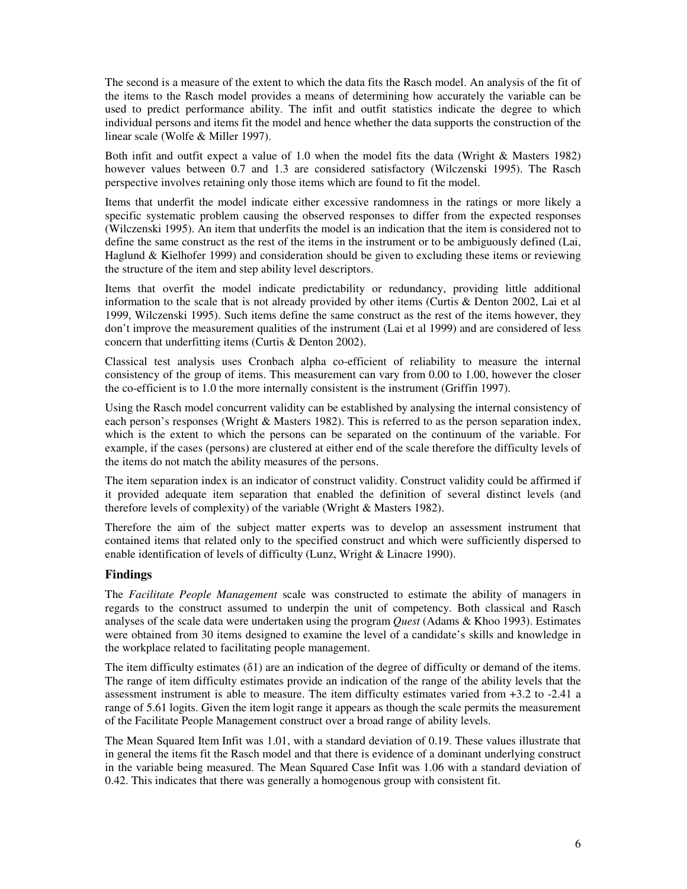The second is a measure of the extent to which the data fits the Rasch model. An analysis of the fit of the items to the Rasch model provides a means of determining how accurately the variable can be used to predict performance ability. The infit and outfit statistics indicate the degree to which individual persons and items fit the model and hence whether the data supports the construction of the linear scale (Wolfe & Miller 1997).

Both infit and outfit expect a value of 1.0 when the model fits the data (Wright & Masters 1982) however values between 0.7 and 1.3 are considered satisfactory (Wilczenski 1995). The Rasch perspective involves retaining only those items which are found to fit the model.

Items that underfit the model indicate either excessive randomness in the ratings or more likely a specific systematic problem causing the observed responses to differ from the expected responses (Wilczenski 1995). An item that underfits the model is an indication that the item is considered not to define the same construct as the rest of the items in the instrument or to be ambiguously defined (Lai, Haglund & Kielhofer 1999) and consideration should be given to excluding these items or reviewing the structure of the item and step ability level descriptors.

Items that overfit the model indicate predictability or redundancy, providing little additional information to the scale that is not already provided by other items (Curtis & Denton 2002, Lai et al 1999, Wilczenski 1995). Such items define the same construct as the rest of the items however, they don't improve the measurement qualities of the instrument (Lai et al 1999) and are considered of less concern that underfitting items (Curtis & Denton 2002).

Classical test analysis uses Cronbach alpha co-efficient of reliability to measure the internal consistency of the group of items. This measurement can vary from 0.00 to 1.00, however the closer the co-efficient is to 1.0 the more internally consistent is the instrument (Griffin 1997).

Using the Rasch model concurrent validity can be established by analysing the internal consistency of each person's responses (Wright & Masters 1982). This is referred to as the person separation index, which is the extent to which the persons can be separated on the continuum of the variable. For example, if the cases (persons) are clustered at either end of the scale therefore the difficulty levels of the items do not match the ability measures of the persons.

The item separation index is an indicator of construct validity. Construct validity could be affirmed if it provided adequate item separation that enabled the definition of several distinct levels (and therefore levels of complexity) of the variable (Wright & Masters 1982).

Therefore the aim of the subject matter experts was to develop an assessment instrument that contained items that related only to the specified construct and which were sufficiently dispersed to enable identification of levels of difficulty (Lunz, Wright & Linacre 1990).

### Findings

The *Facilitate People Management* scale was constructed to estimate the ability of managers in regards to the construct assumed to underpin the unit of competency. Both classical and Rasch analyses of the scale data were undertaken using the program *Quest* (Adams & Khoo 1993). Estimates were obtained from 30 items designed to examine the level of a candidate's skills and knowledge in the workplace related to facilitating people management.

The item difficulty estimates ($\delta 1$) are an indication of the degree of difficulty or demand of the items. The range of item difficulty estimates provide an indication of the range of the ability levels that the assessment instrument is able to measure. The item difficulty estimates varied from +3.2 to -2.41 a range of 5.61 logits. Given the item logit range it appears as though the scale permits the measurement of the Facilitate People Management construct over a broad range of ability levels.

The Mean Squared Item Infit was 1.01, with a standard deviation of 0.19. These values illustrate that in general the items fit the Rasch model and that there is evidence of a dominant underlying construct in the variable being measured. The Mean Squared Case Infit was 1.06 with a standard deviation of 0.42. This indicates that there was generally a homogenous group with consistent fit.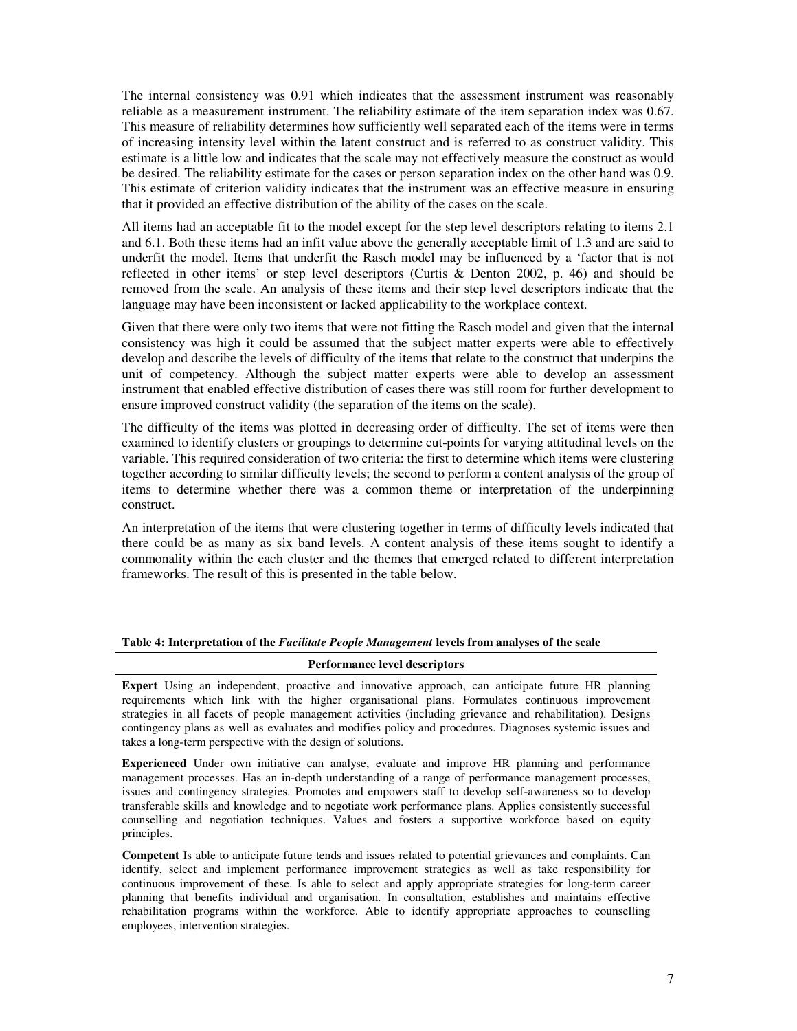The internal consistency was 0.91 which indicates that the assessment instrument was reasonably reliable as a measurement instrument. The reliability estimate of the item separation index was 0.67. This measure of reliability determines how sufficiently well separated each of the items were in terms of increasing intensity level within the latent construct and is referred to as construct validity. This estimate is a little low and indicates that the scale may not effectively measure the construct as would be desired. The reliability estimate for the cases or person separation index on the other hand was 0.9. This estimate of criterion validity indicates that the instrument was an effective measure in ensuring that it provided an effective distribution of the ability of the cases on the scale.

All items had an acceptable fit to the model except for the step level descriptors relating to items 2.1 and 6.1. Both these items had an infit value above the generally acceptable limit of 1.3 and are said to underfit the model. Items that underfit the Rasch model may be influenced by a 'factor that is not reflected in other items' or step level descriptors (Curtis & Denton 2002, p. 46) and should be removed from the scale. An analysis of these items and their step level descriptors indicate that the language may have been inconsistent or lacked applicability to the workplace context.

Given that there were only two items that were not fitting the Rasch model and given that the internal consistency was high it could be assumed that the subject matter experts were able to effectively develop and describe the levels of difficulty of the items that relate to the construct that underpins the unit of competency. Although the subject matter experts were able to develop an assessment instrument that enabled effective distribution of cases there was still room for further development to ensure improved construct validity (the separation of the items on the scale).

The difficulty of the items was plotted in decreasing order of difficulty. The set of items were then examined to identify clusters or groupings to determine cut-points for varying attitudinal levels on the variable. This required consideration of two criteria: the first to determine which items were clustering together according to similar difficulty levels; the second to perform a content analysis of the group of items to determine whether there was a common theme or interpretation of the underpinning construct.

An interpretation of the items that were clustering together in terms of difficulty levels indicated that there could be as many as six band levels. A content analysis of these items sought to identify a commonality within the each cluster and the themes that emerged related to different interpretation frameworks. The result of this is presented in the table below.

**Table 4: Interpretation of the *Facilitate People Management* levels from analyses of the scale**

| Performance level descriptors |
|---|
| **Expert** Using an independent, proactive and innovative approach, can anticipate future HR planning requirements which link with the higher organisational plans. Formulates continuous improvement strategies in all facets of people management activities (including grievance and rehabilitation). Designs contingency plans as well as evaluates and modifies policy and procedures. Diagnoses systemic issues and takes a long-term perspective with the design of solutions. |
| **Experienced** Under own initiative can analyse, evaluate and improve HR planning and performance management processes. Has an in-depth understanding of a range of performance management processes, issues and contingency strategies. Promotes and empowers staff to develop self-awareness so to develop transferable skills and knowledge and to negotiate work performance plans. Applies consistently successful counselling and negotiation techniques. Values and fosters a supportive workforce based on equity principles. |
| **Competent** Is able to anticipate future tends and issues related to potential grievances and complaints. Can identify, select and implement performance improvement strategies as well as take responsibility for continuous improvement of these. Is able to select and apply appropriate strategies for long-term career planning that benefits individual and organisation. In consultation, establishes and maintains effective rehabilitation programs within the workforce. Able to identify appropriate approaches to counselling employees, intervention strategies. |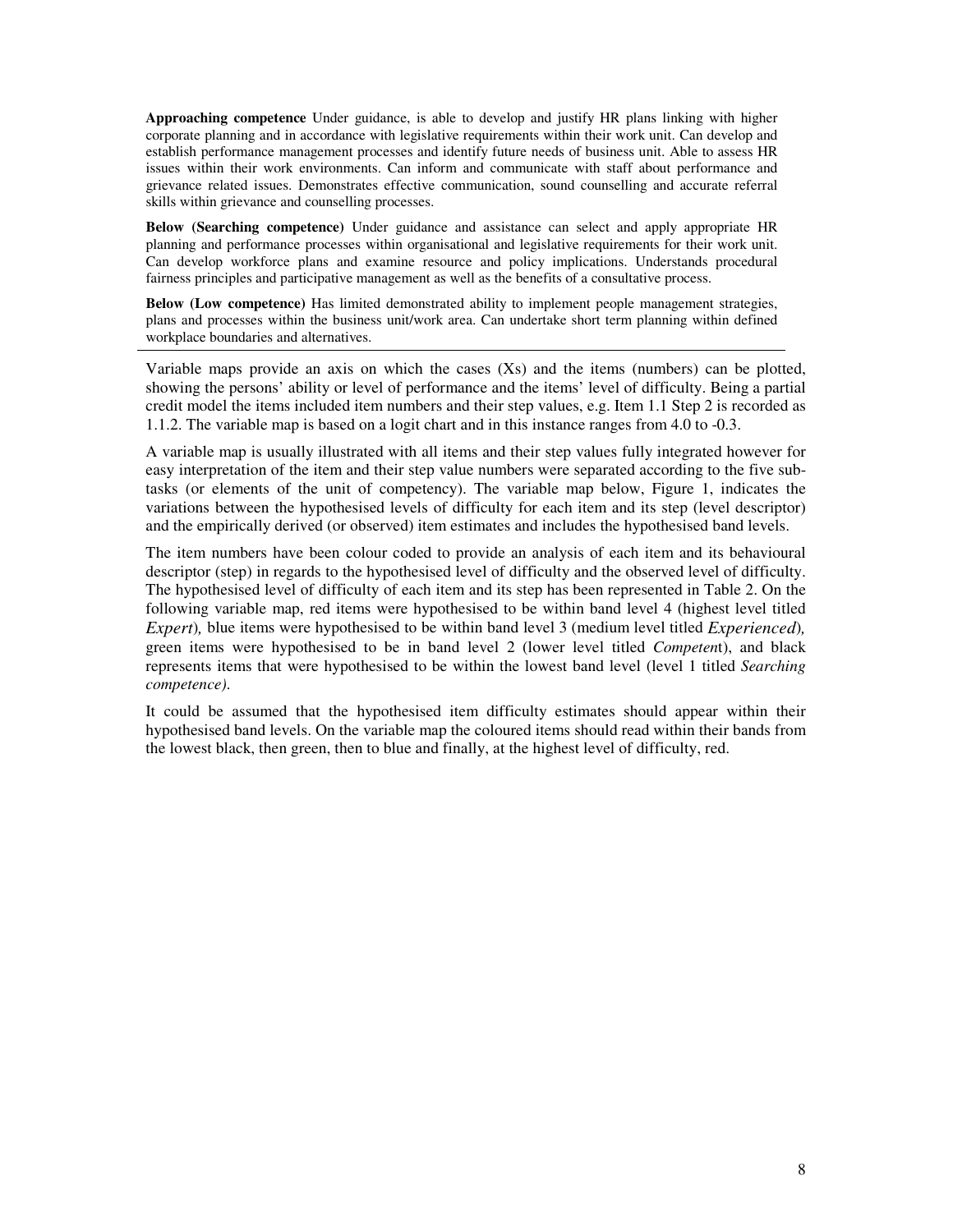**Approaching competence** Under guidance, is able to develop and justify HR plans linking with higher corporate planning and in accordance with legislative requirements within their work unit. Can develop and establish performance management processes and identify future needs of business unit. Able to assess HR issues within their work environments. Can inform and communicate with staff about performance and grievance related issues. Demonstrates effective communication, sound counselling and accurate referral skills within grievance and counselling processes.

**Below (Searching competence)** Under guidance and assistance can select and apply appropriate HR planning and performance processes within organisational and legislative requirements for their work unit. Can develop workforce plans and examine resource and policy implications. Understands procedural fairness principles and participative management as well as the benefits of a consultative process.

**Below (Low competence)** Has limited demonstrated ability to implement people management strategies, plans and processes within the business unit/work area. Can undertake short term planning within defined workplace boundaries and alternatives.

---

Variable maps provide an axis on which the cases (Xs) and the items (numbers) can be plotted, showing the persons' ability or level of performance and the items' level of difficulty. Being a partial credit model the items included item numbers and their step values, e.g. Item 1.1 Step 2 is recorded as 1.1.2. The variable map is based on a logit chart and in this instance ranges from 4.0 to -0.3.

A variable map is usually illustrated with all items and their step values fully integrated however for easy interpretation of the item and their step value numbers were separated according to the five sub-tasks (or elements of the unit of competency). The variable map below, Figure 1, indicates the variations between the hypothesised levels of difficulty for each item and its step (level descriptor) and the empirically derived (or observed) item estimates and includes the hypothesised band levels.

The item numbers have been colour coded to provide an analysis of each item and its behavioural descriptor (step) in regards to the hypothesised level of difficulty and the observed level of difficulty. The hypothesised level of difficulty of each item and its step has been represented in Table 2. On the following variable map, red items were hypothesised to be within band level 4 (highest level titled *Expert*), blue items were hypothesised to be within band level 3 (medium level titled *Experienced*), green items were hypothesised to be in band level 2 (lower level titled *Competent*), and black represents items that were hypothesised to be within the lowest band level (level 1 titled *Searching competence).*

It could be assumed that the hypothesised item difficulty estimates should appear within their hypothesised band levels. On the variable map the coloured items should read within their bands from the lowest black, then green, then to blue and finally, at the highest level of difficulty, red.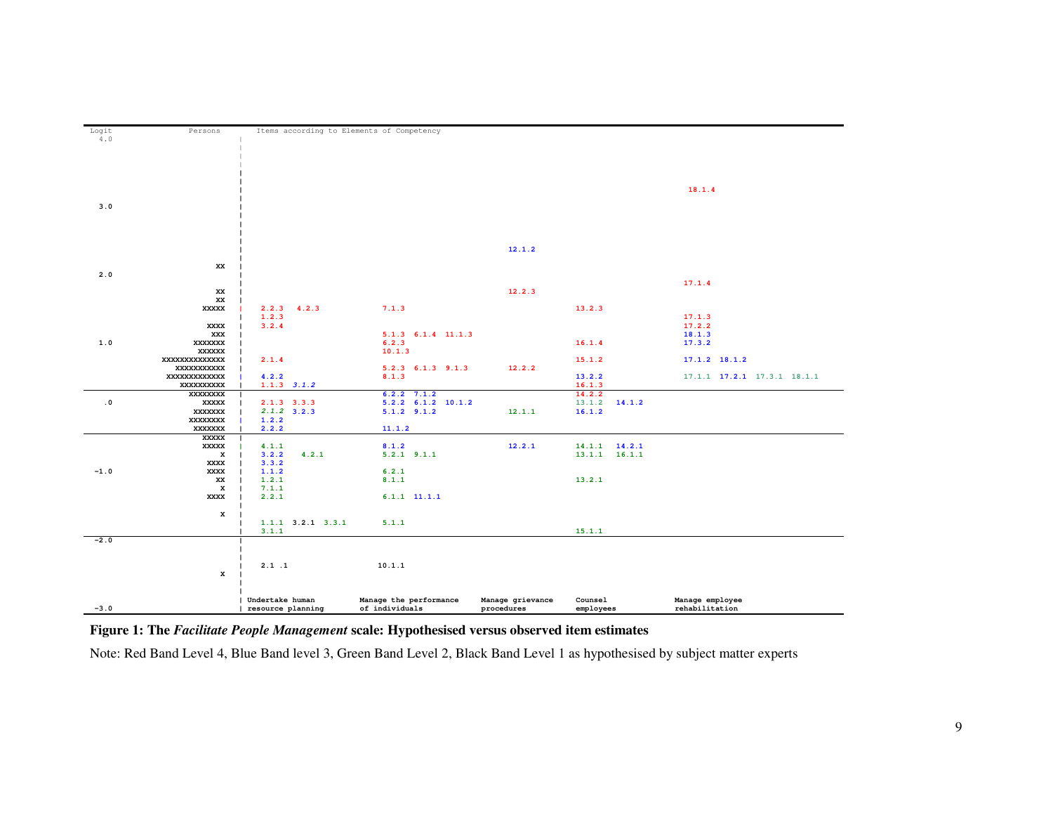```
Logit            Persons      Items according to Elements of Competency
 4.0                        |
                            |
                            |
                            |
                            |
                            |                                                                                        18.1.4
 3.0                        |
                            |
                            |
                            |
                            |                                                      12.1.2
                       XX   |
 2.0                        |
                            |                                                                                       17.1.4
                       XX   |                                                      12.2.3
                       XX   |
                    XXXXX   |   2.2.3   4.2.3           7.1.3                                     13.2.3
                            |   1.2.3                                                                               17.1.3
                     XXXX   |   3.2.4                                                                               17.2.2
                      XXX   |                           5.1.3  6.1.4  11.1.3                                        18.1.3
 1.0              XXXXXXX   |                           6.2.3                                     16.1.4            17.3.2
                   XXXXXX   |                           10.1.3
            XXXXXXXXXXXXX   |   2.1.4                                                             15.1.2            17.1.2  18.1.2
              XXXXXXXXXXX   |                           5.2.3  6.1.3  9.1.3        12.2.2
             XXXXXXXXXXXX   |   4.2.2                   8.1.3                                     13.2.2            17.1.1  17.2.1  17.3.1  18.1.1
               XXXXXXXXXX   |   1.1.3  3.1.2                                                      16.1.3
                 XXXXXXXX   |                           6.2.2  7.1.2                              14.2.2
  .0                XXXXX   |   2.1.3  3.3.3            5.2.2  6.1.2  10.1.2                      13.1.2  14.1.2
                  XXXXXXX   |   2.1.2  3.2.3            5.1.2  9.1.2               12.1.1         16.1.2
                 XXXXXXXX   |   1.2.2
                  XXXXXXX   |   2.2.2                   11.1.2
                    XXXXX   |
                    XXXXX   |   4.1.1                   8.1.2                      12.2.1         14.1.1  14.2.1
                        X   |   3.2.2    4.2.1          5.2.1  9.1.1                              13.1.1  16.1.1
                     XXXX   |   3.3.2
-1.0                 XXXX   |   1.1.2                   6.2.1
                       XX   |   1.2.1                   8.1.1                                     13.2.1
                        X   |   7.1.1
                     XXXX   |   2.2.1                   6.1.1  11.1.1
                            |
                        X   |
                            |   1.1.1  3.2.1  3.3.1     5.1.1
                            |   3.1.1                                                             15.1.1
-2.0                        |
                            |
                            |
                            |   2.1 .1                  10.1.1
                        X   |
                            |
                            | Undertake human      Manage the performance   Manage grievance   Counsel            Manage employee
-3.0                        | resource planning    of individuals           procedures         employees          rehabilitation
```

**Figure 1: The *Facilitate People Management* scale: Hypothesised versus observed item estimates**

Note: Red Band Level 4, Blue Band level 3, Green Band Level 2, Black Band Level 1 as hypothesised by subject matter experts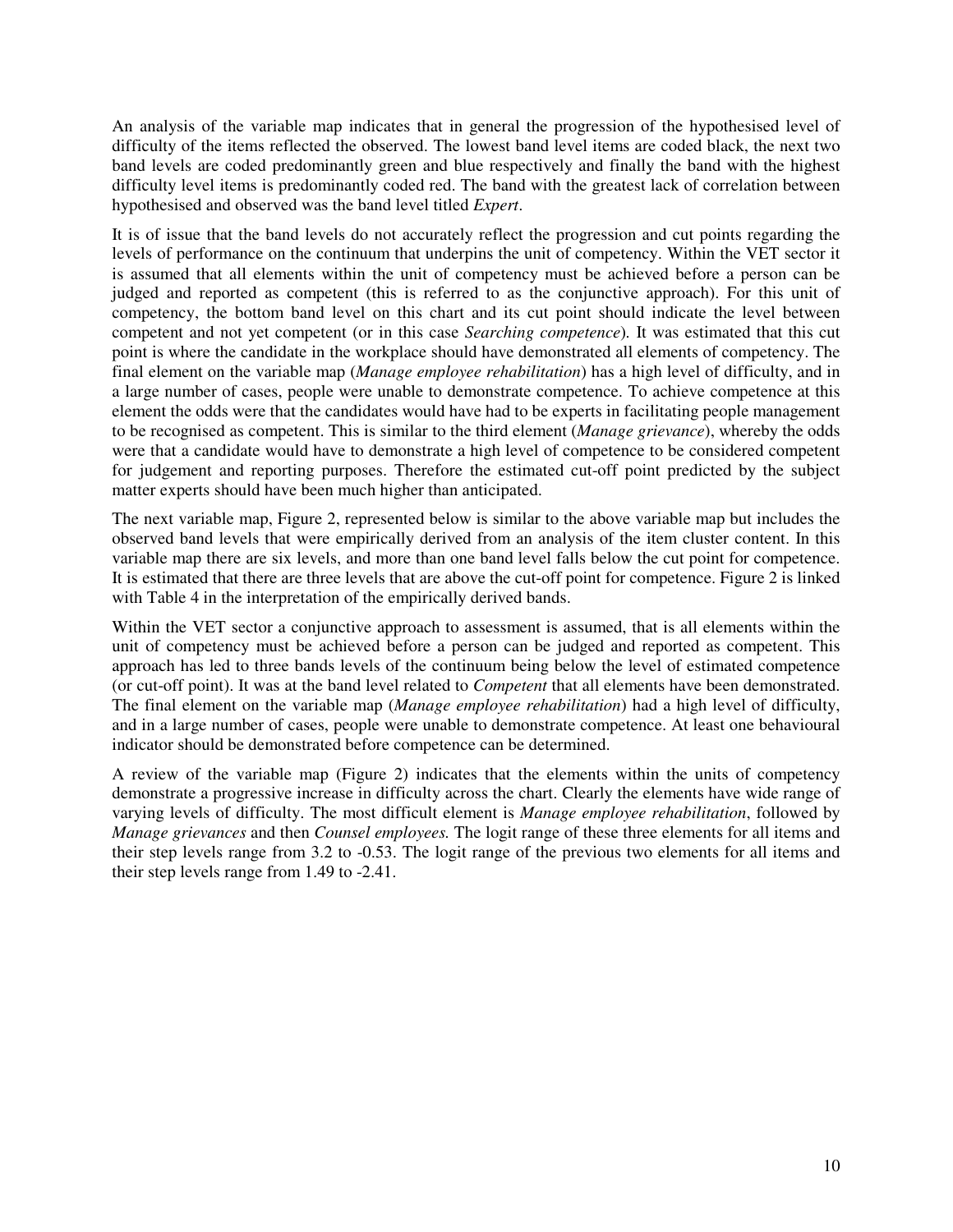An analysis of the variable map indicates that in general the progression of the hypothesised level of difficulty of the items reflected the observed. The lowest band level items are coded black, the next two band levels are coded predominantly green and blue respectively and finally the band with the highest difficulty level items is predominantly coded red. The band with the greatest lack of correlation between hypothesised and observed was the band level titled *Expert*.

It is of issue that the band levels do not accurately reflect the progression and cut points regarding the levels of performance on the continuum that underpins the unit of competency. Within the VET sector it is assumed that all elements within the unit of competency must be achieved before a person can be judged and reported as competent (this is referred to as the conjunctive approach). For this unit of competency, the bottom band level on this chart and its cut point should indicate the level between competent and not yet competent (or in this case *Searching competence*). It was estimated that this cut point is where the candidate in the workplace should have demonstrated all elements of competency. The final element on the variable map (*Manage employee rehabilitation*) has a high level of difficulty, and in a large number of cases, people were unable to demonstrate competence. To achieve competence at this element the odds were that the candidates would have had to be experts in facilitating people management to be recognised as competent. This is similar to the third element (*Manage grievance*), whereby the odds were that a candidate would have to demonstrate a high level of competence to be considered competent for judgement and reporting purposes. Therefore the estimated cut-off point predicted by the subject matter experts should have been much higher than anticipated.

The next variable map, Figure 2, represented below is similar to the above variable map but includes the observed band levels that were empirically derived from an analysis of the item cluster content. In this variable map there are six levels, and more than one band level falls below the cut point for competence. It is estimated that there are three levels that are above the cut-off point for competence. Figure 2 is linked with Table 4 in the interpretation of the empirically derived bands.

Within the VET sector a conjunctive approach to assessment is assumed, that is all elements within the unit of competency must be achieved before a person can be judged and reported as competent. This approach has led to three bands levels of the continuum being below the level of estimated competence (or cut-off point). It was at the band level related to *Competent* that all elements have been demonstrated. The final element on the variable map (*Manage employee rehabilitation*) had a high level of difficulty, and in a large number of cases, people were unable to demonstrate competence. At least one behavioural indicator should be demonstrated before competence can be determined.

A review of the variable map (Figure 2) indicates that the elements within the units of competency demonstrate a progressive increase in difficulty across the chart. Clearly the elements have wide range of varying levels of difficulty. The most difficult element is *Manage employee rehabilitation*, followed by *Manage grievances* and then *Counsel employees.* The logit range of these three elements for all items and their step levels range from 3.2 to -0.53. The logit range of the previous two elements for all items and their step levels range from 1.49 to -2.41.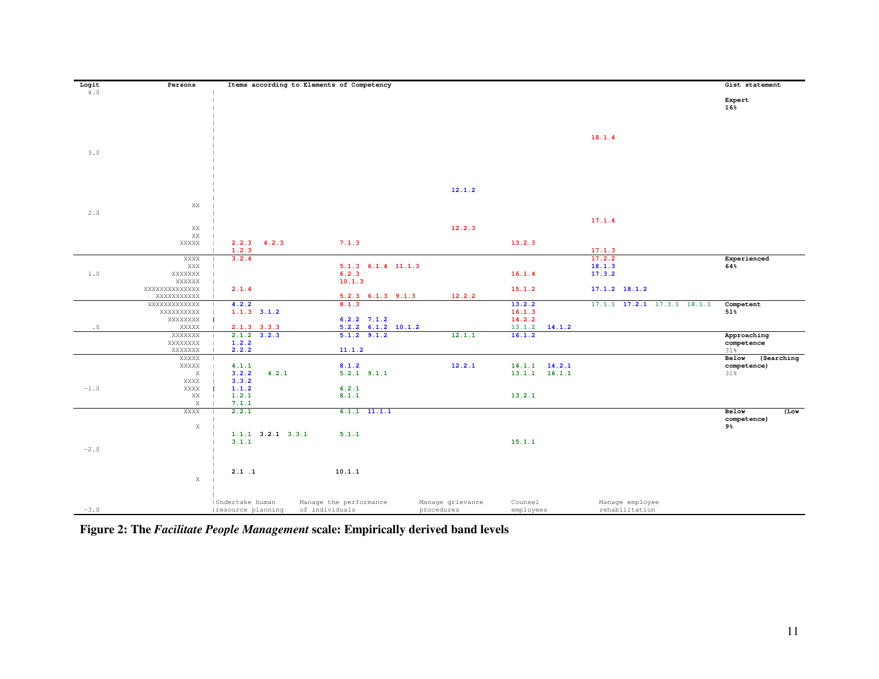| Logit | Persons | Undertake human resource planning | Manage the performance of individuals | Manage grievance procedures | Counsel employees | Manage employee rehabilitation | Gist statement |
|---|---|---|---|---|---|---|---|
| 4.0 | | | | | | | **Expert** **16%** |
| | | | | | | 18.1.4 | |
| 3.0 | | | | | | | |
| | | | | 12.1.2 | | | |
| | XX | | | | | | |
| 2.0 | | | | | | | |
| | | | | | | 17.1.4 | |
| | XX | | | 12.2.3 | | | |
| | XX | | | | | | |
| | XXXXX | 2.2.3 4.2.3 | 7.1.3 | | 13.2.3 | | |
| | | 1.2.3 | | | | 17.1.3 | |
| | XXXX | 3.2.4 | | | | 17.2.2 | **Experienced** **64%** |
| | XXX | | 5.1.3 6.1.4 11.1.3 | | | 18.1.3 | |
| 1.0 | XXXXXXX | | 6.2.3 | | 16.1.4 | 17.3.2 | |
| | XXXXXX | | 10.1.3 | | | | |
| | XXXXXXXXXXXXXX | 2.1.4 | | | 15.1.2 | 17.1.2 18.1.2 | |
| | XXXXXXXXXXX | | 5.2.3 6.1.3 9.1.3 | 12.2.2 | | | |
| | XXXXXXXXXXXXX | 4.2.2 | 8.1.3 | | 13.2.2 | 17.1.1 17.2.1 17.3.1 18.1.1 | **Competent** **51%** |
| | XXXXXXXXXX | 1.1.3 3.1.2 | | | 16.1.3 | | |
| | XXXXXXXX | | 6.2.2 7.1.2 | | 14.2.2 | | |
| .0 | XXXXX | 2.1.3 3.3.3 | 5.2.2 6.1.2 10.1.2 | | 13.1.2 14.1.2 | | |
| | XXXXXXX | 2.1.2 3.2.3 | 5.1.2 9.1.2 | 12.1.1 | 16.1.2 | | **Approaching competence** 31% |
| | XXXXXXXX | 1.2.2 | | | | | |
| | XXXXXXX | 2.2.2 | 11.1.2 | | | | |
| | XXXXX | | | | | | **Below (Searching competence)** 31% |
| | XXXXX | 4.1.1 | 8.1.2 | 12.2.1 | 14.1.1 14.2.1 | | |
| | X | 3.2.2 4.2.1 | 5.2.1 9.1.1 | | 13.1.1 16.1.1 | | |
| | XXXX | 3.3.2 | | | | | |
| −1.0 | XXXX | 1.1.2 | 6.2.1 | | | | |
| | XX | 1.2.1 | 8.1.1 | | 13.2.1 | | |
| | X | 7.1.1 | | | | | |
| | XXXX | 2.2.1 | 6.1.1 11.1.1 | | | | **Below (Low competence)** **9%** |
| | X | | | | | | |
| | | 1.1.1 3.2.1 3.3.1 | 5.1.1 | | | | |
| | | 3.1.1 | | | 15.1.1 | | |
| −2.0 | | | | | | | |
| | | 2.1 .1 | 10.1.1 | | | | |
| | X | | | | | | |
| −3.0 | | | | | | | |

**Figure 2: The *Facilitate People Management* scale: Empirically derived band levels**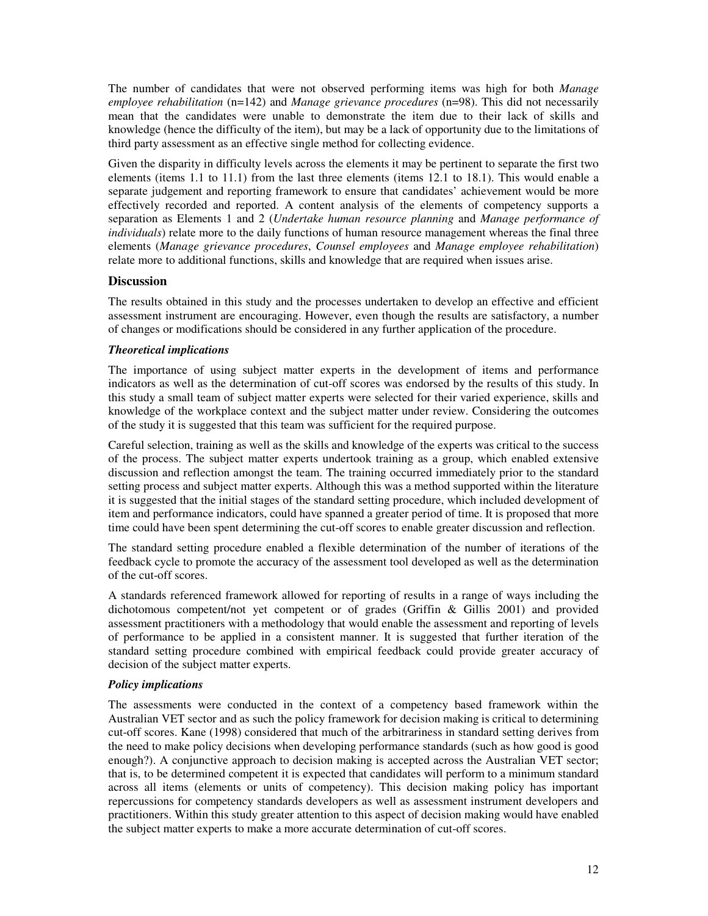The number of candidates that were not observed performing items was high for both *Manage employee rehabilitation* (n=142) and *Manage grievance procedures* (n=98). This did not necessarily mean that the candidates were unable to demonstrate the item due to their lack of skills and knowledge (hence the difficulty of the item), but may be a lack of opportunity due to the limitations of third party assessment as an effective single method for collecting evidence.

Given the disparity in difficulty levels across the elements it may be pertinent to separate the first two elements (items 1.1 to 11.1) from the last three elements (items 12.1 to 18.1). This would enable a separate judgement and reporting framework to ensure that candidates' achievement would be more effectively recorded and reported. A content analysis of the elements of competency supports a separation as Elements 1 and 2 (*Undertake human resource planning* and *Manage performance of individuals*) relate more to the daily functions of human resource management whereas the final three elements (*Manage grievance procedures*, *Counsel employees* and *Manage employee rehabilitation*) relate more to additional functions, skills and knowledge that are required when issues arise.

## Discussion

The results obtained in this study and the processes undertaken to develop an effective and efficient assessment instrument are encouraging. However, even though the results are satisfactory, a number of changes or modifications should be considered in any further application of the procedure.

### *Theoretical implications*

The importance of using subject matter experts in the development of items and performance indicators as well as the determination of cut-off scores was endorsed by the results of this study. In this study a small team of subject matter experts were selected for their varied experience, skills and knowledge of the workplace context and the subject matter under review. Considering the outcomes of the study it is suggested that this team was sufficient for the required purpose.

Careful selection, training as well as the skills and knowledge of the experts was critical to the success of the process. The subject matter experts undertook training as a group, which enabled extensive discussion and reflection amongst the team. The training occurred immediately prior to the standard setting process and subject matter experts. Although this was a method supported within the literature it is suggested that the initial stages of the standard setting procedure, which included development of item and performance indicators, could have spanned a greater period of time. It is proposed that more time could have been spent determining the cut-off scores to enable greater discussion and reflection.

The standard setting procedure enabled a flexible determination of the number of iterations of the feedback cycle to promote the accuracy of the assessment tool developed as well as the determination of the cut-off scores.

A standards referenced framework allowed for reporting of results in a range of ways including the dichotomous competent/not yet competent or of grades (Griffin & Gillis 2001) and provided assessment practitioners with a methodology that would enable the assessment and reporting of levels of performance to be applied in a consistent manner. It is suggested that further iteration of the standard setting procedure combined with empirical feedback could provide greater accuracy of decision of the subject matter experts.

### *Policy implications*

The assessments were conducted in the context of a competency based framework within the Australian VET sector and as such the policy framework for decision making is critical to determining cut-off scores. Kane (1998) considered that much of the arbitrariness in standard setting derives from the need to make policy decisions when developing performance standards (such as how good is good enough?). A conjunctive approach to decision making is accepted across the Australian VET sector; that is, to be determined competent it is expected that candidates will perform to a minimum standard across all items (elements or units of competency). This decision making policy has important repercussions for competency standards developers as well as assessment instrument developers and practitioners. Within this study greater attention to this aspect of decision making would have enabled the subject matter experts to make a more accurate determination of cut-off scores.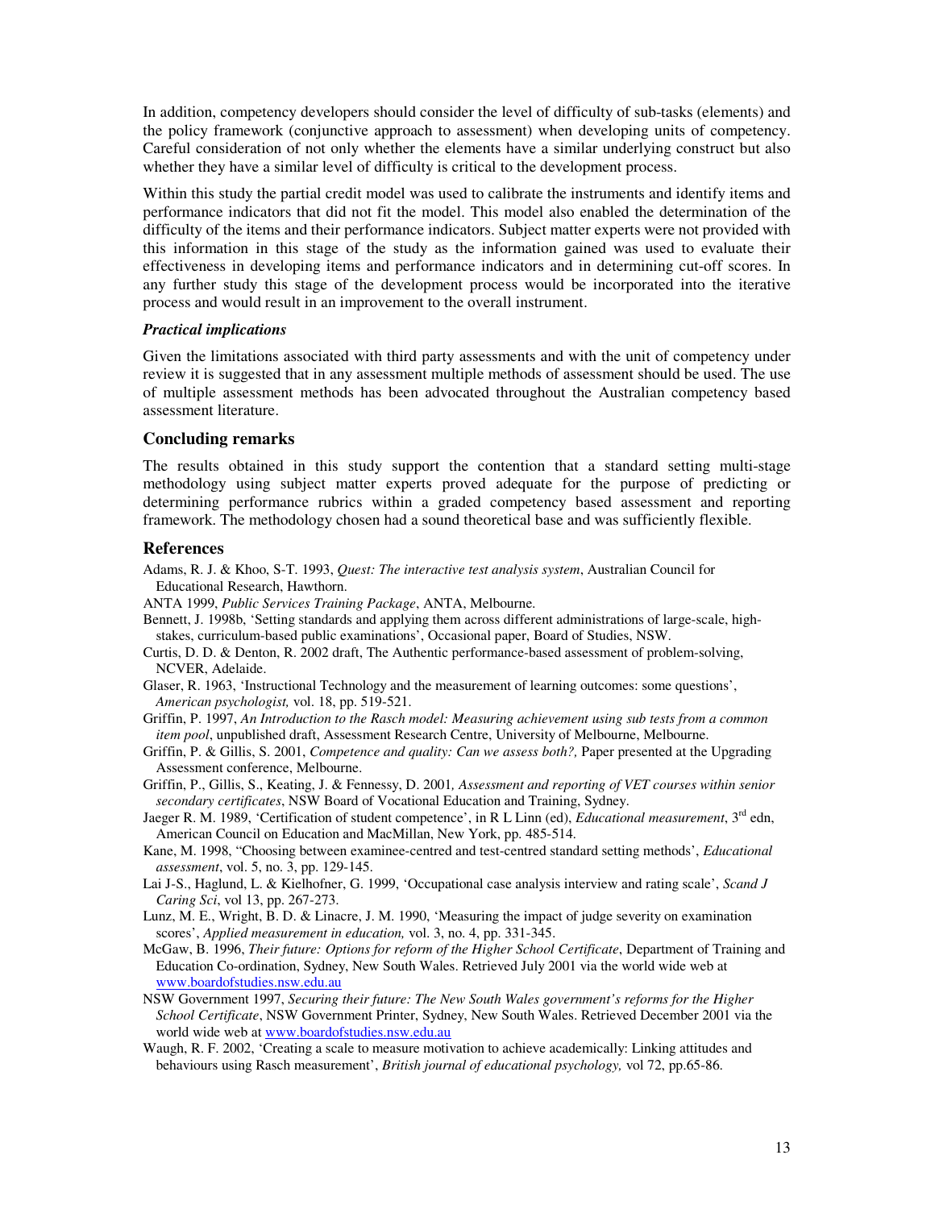In addition, competency developers should consider the level of difficulty of sub-tasks (elements) and the policy framework (conjunctive approach to assessment) when developing units of competency. Careful consideration of not only whether the elements have a similar underlying construct but also whether they have a similar level of difficulty is critical to the development process.

Within this study the partial credit model was used to calibrate the instruments and identify items and performance indicators that did not fit the model. This model also enabled the determination of the difficulty of the items and their performance indicators. Subject matter experts were not provided with this information in this stage of the study as the information gained was used to evaluate their effectiveness in developing items and performance indicators and in determining cut-off scores. In any further study this stage of the development process would be incorporated into the iterative process and would result in an improvement to the overall instrument.

***Practical implications***

Given the limitations associated with third party assessments and with the unit of competency under review it is suggested that in any assessment multiple methods of assessment should be used. The use of multiple assessment methods has been advocated throughout the Australian competency based assessment literature.

## Concluding remarks

The results obtained in this study support the contention that a standard setting multi-stage methodology using subject matter experts proved adequate for the purpose of predicting or determining performance rubrics within a graded competency based assessment and reporting framework. The methodology chosen had a sound theoretical base and was sufficiently flexible.

## References

Adams, R. J. & Khoo, S-T. 1993, *Quest: The interactive test analysis system*, Australian Council for Educational Research, Hawthorn.

ANTA 1999, *Public Services Training Package*, ANTA, Melbourne.

Bennett, J. 1998b, 'Setting standards and applying them across different administrations of large-scale, high-stakes, curriculum-based public examinations', Occasional paper, Board of Studies, NSW.

Curtis, D. D. & Denton, R. 2002 draft, The Authentic performance-based assessment of problem-solving, NCVER, Adelaide.

Glaser, R. 1963, 'Instructional Technology and the measurement of learning outcomes: some questions', *American psychologist,* vol. 18, pp. 519-521.

Griffin, P. 1997, *An Introduction to the Rasch model: Measuring achievement using sub tests from a common item pool*, unpublished draft, Assessment Research Centre, University of Melbourne, Melbourne.

Griffin, P. & Gillis, S. 2001, *Competence and quality: Can we assess both?,* Paper presented at the Upgrading Assessment conference, Melbourne.

Griffin, P., Gillis, S., Keating, J. & Fennessy, D. 2001*, Assessment and reporting of VET courses within senior secondary certificates*, NSW Board of Vocational Education and Training, Sydney.

Jaeger R. M. 1989, 'Certification of student competence', in R L Linn (ed), *Educational measurement*, 3rd edn, American Council on Education and MacMillan, New York, pp. 485-514.

Kane, M. 1998, "Choosing between examinee-centred and test-centred standard setting methods', *Educational assessment*, vol. 5, no. 3, pp. 129-145.

Lai J-S., Haglund, L. & Kielhofner, G. 1999, 'Occupational case analysis interview and rating scale', *Scand J Caring Sci*, vol 13, pp. 267-273.

Lunz, M. E., Wright, B. D. & Linacre, J. M. 1990, 'Measuring the impact of judge severity on examination scores', *Applied measurement in education,* vol. 3, no. 4, pp. 331-345.

McGaw, B. 1996, *Their future: Options for reform of the Higher School Certificate*, Department of Training and Education Co-ordination, Sydney, New South Wales. Retrieved July 2001 via the world wide web at www.boardofstudies.nsw.edu.au

NSW Government 1997, *Securing their future: The New South Wales government's reforms for the Higher School Certificate*, NSW Government Printer, Sydney, New South Wales. Retrieved December 2001 via the world wide web at www.boardofstudies.nsw.edu.au

Waugh, R. F. 2002, 'Creating a scale to measure motivation to achieve academically: Linking attitudes and behaviours using Rasch measurement', *British journal of educational psychology,* vol 72, pp.65-86.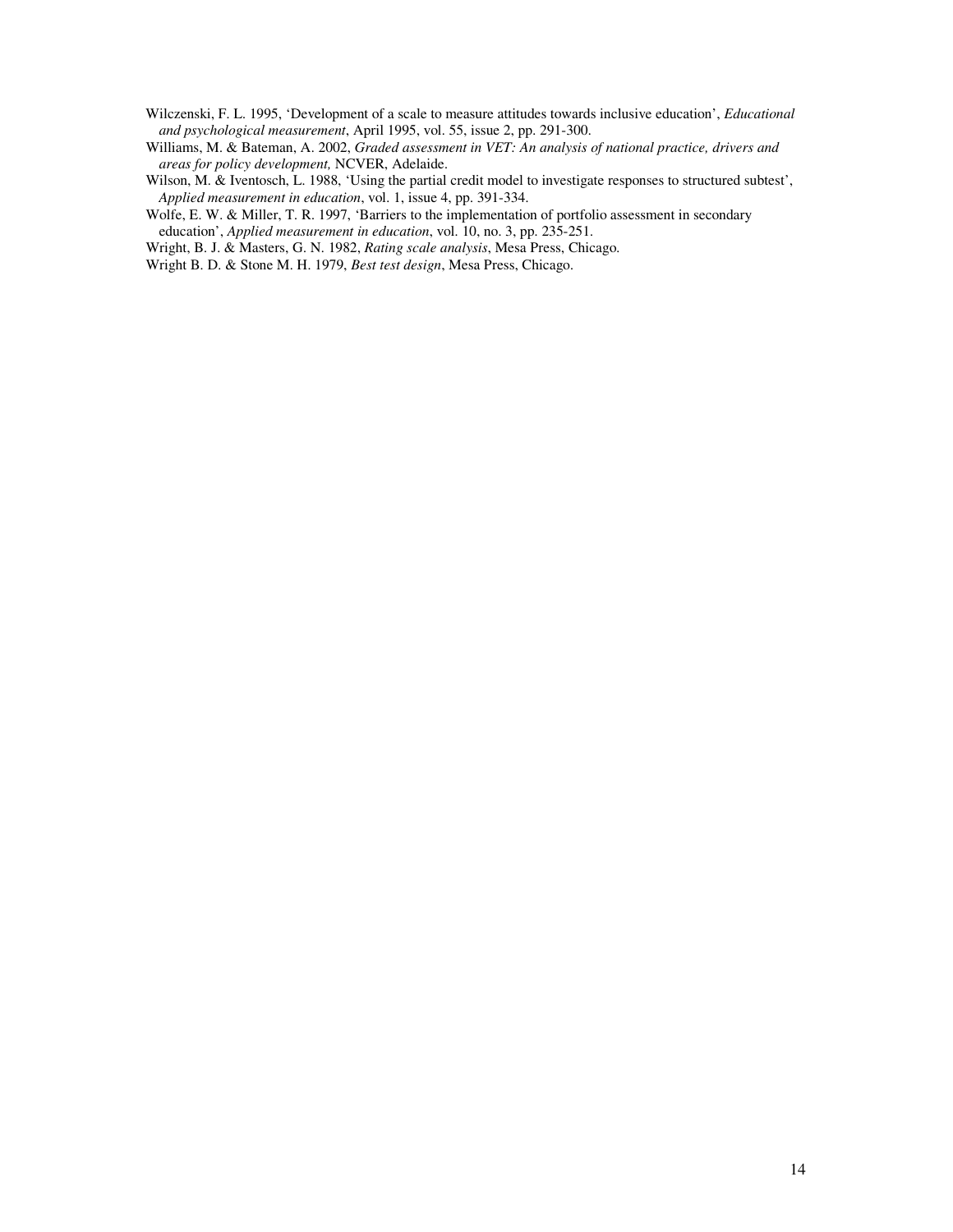Wilczenski, F. L. 1995, 'Development of a scale to measure attitudes towards inclusive education', *Educational and psychological measurement*, April 1995, vol. 55, issue 2, pp. 291-300.

Williams, M. & Bateman, A. 2002, *Graded assessment in VET: An analysis of national practice, drivers and areas for policy development,* NCVER, Adelaide.

Wilson, M. & Iventosch, L. 1988, 'Using the partial credit model to investigate responses to structured subtest', *Applied measurement in education*, vol. 1, issue 4, pp. 391-334.

Wolfe, E. W. & Miller, T. R. 1997, 'Barriers to the implementation of portfolio assessment in secondary education', *Applied measurement in education*, vol. 10, no. 3, pp. 235-251.

Wright, B. J. & Masters, G. N. 1982, *Rating scale analysis*, Mesa Press, Chicago.

Wright B. D. & Stone M. H. 1979, *Best test design*, Mesa Press, Chicago.